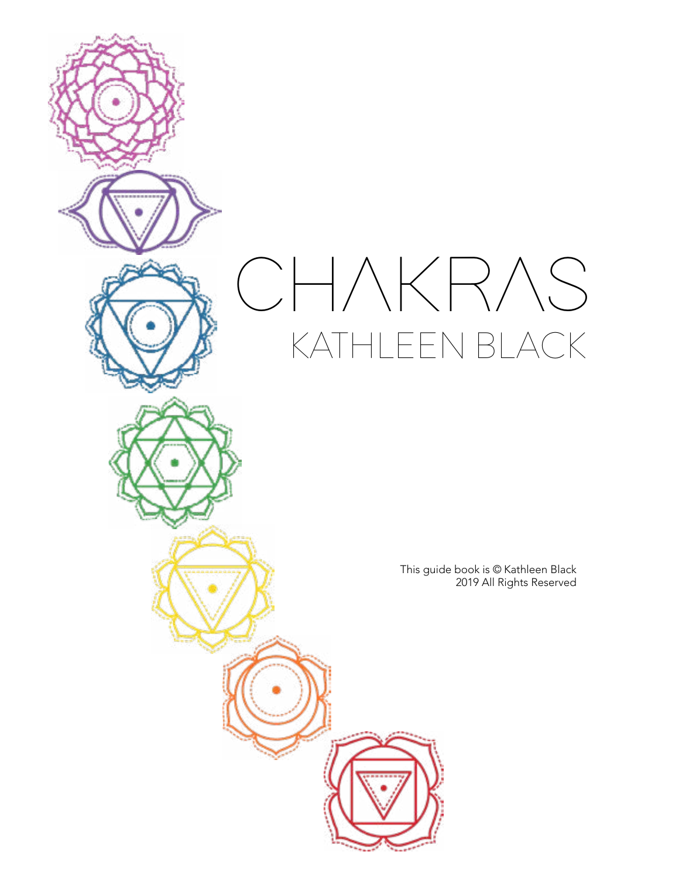# CHAKRAS

## KATHLEEN BLACK

This guide book is © Kathleen Black
2019 All Rights Reserved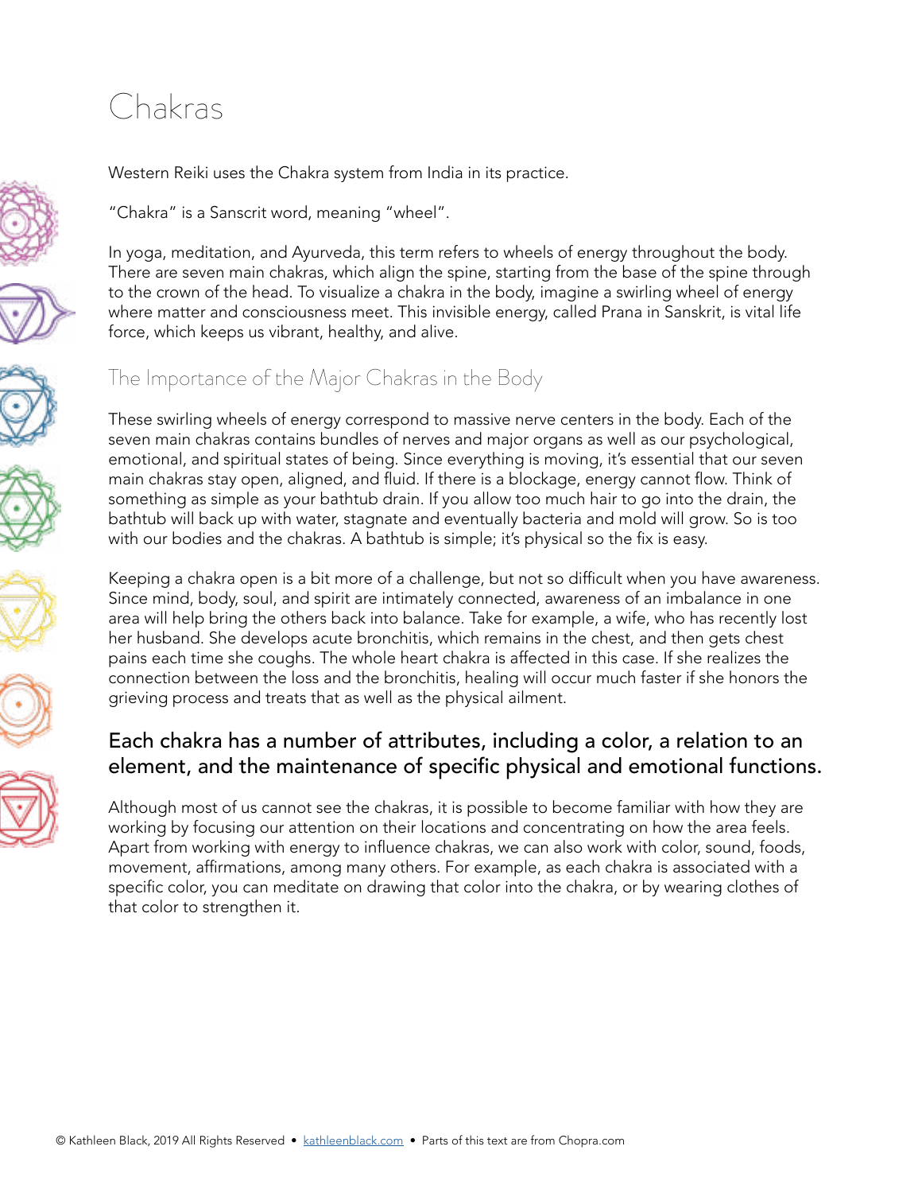# Chakras

Western Reiki uses the Chakra system from India in its practice.

"Chakra" is a Sanscrit word, meaning "wheel".

In yoga, meditation, and Ayurveda, this term refers to wheels of energy throughout the body. There are seven main chakras, which align the spine, starting from the base of the spine through to the crown of the head. To visualize a chakra in the body, imagine a swirling wheel of energy where matter and consciousness meet. This invisible energy, called Prana in Sanskrit, is vital life force, which keeps us vibrant, healthy, and alive.

## The Importance of the Major Chakras in the Body

These swirling wheels of energy correspond to massive nerve centers in the body. Each of the seven main chakras contains bundles of nerves and major organs as well as our psychological, emotional, and spiritual states of being. Since everything is moving, it's essential that our seven main chakras stay open, aligned, and fluid. If there is a blockage, energy cannot flow. Think of something as simple as your bathtub drain. If you allow too much hair to go into the drain, the bathtub will back up with water, stagnate and eventually bacteria and mold will grow. So is too with our bodies and the chakras. A bathtub is simple; it's physical so the fix is easy.

Keeping a chakra open is a bit more of a challenge, but not so difficult when you have awareness. Since mind, body, soul, and spirit are intimately connected, awareness of an imbalance in one area will help bring the others back into balance. Take for example, a wife, who has recently lost her husband. She develops acute bronchitis, which remains in the chest, and then gets chest pains each time she coughs. The whole heart chakra is affected in this case. If she realizes the connection between the loss and the bronchitis, healing will occur much faster if she honors the grieving process and treats that as well as the physical ailment.

### Each chakra has a number of attributes, including a color, a relation to an element, and the maintenance of specific physical and emotional functions.

Although most of us cannot see the chakras, it is possible to become familiar with how they are working by focusing our attention on their locations and concentrating on how the area feels. Apart from working with energy to influence chakras, we can also work with color, sound, foods, movement, affirmations, among many others. For example, as each chakra is associated with a specific color, you can meditate on drawing that color into the chakra, or by wearing clothes of that color to strengthen it.

© Kathleen Black, 2019 All Rights Reserved • kathleenblack.com • Parts of this text are from Chopra.com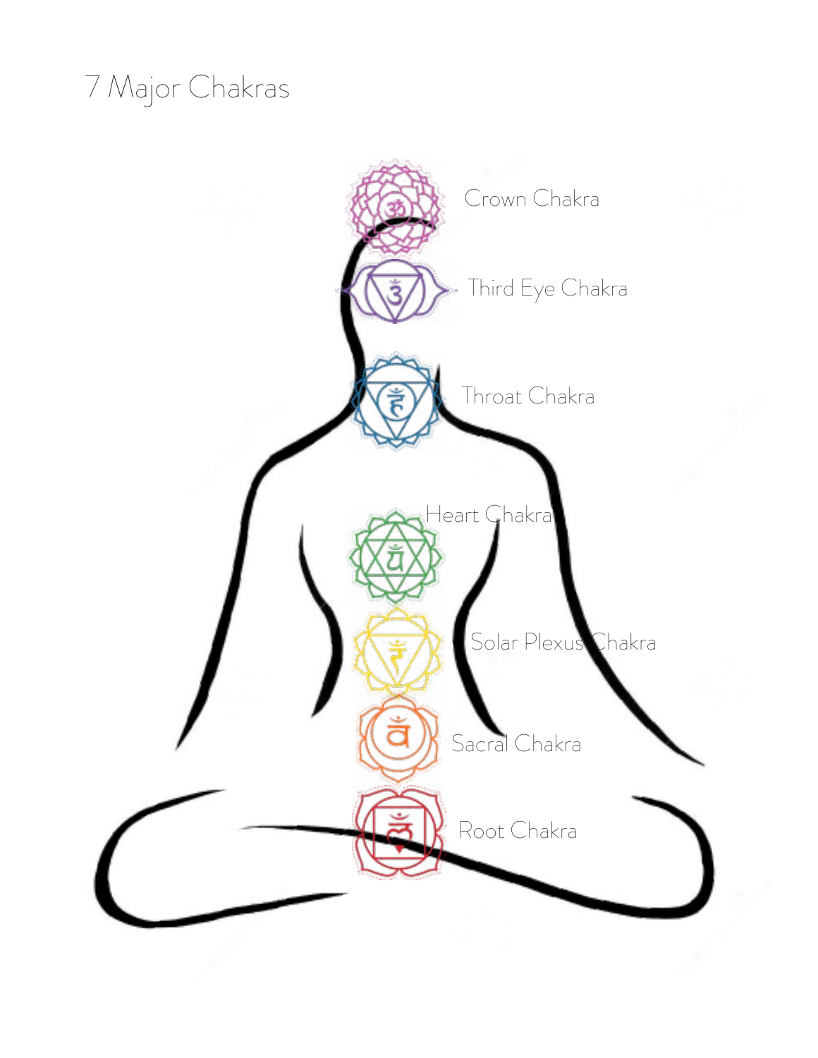# 7 Major Chakras

Crown Chakra

Third Eye Chakra

Throat Chakra

Heart Chakra

Solar Plexus Chakra

Sacral Chakra

Root Chakra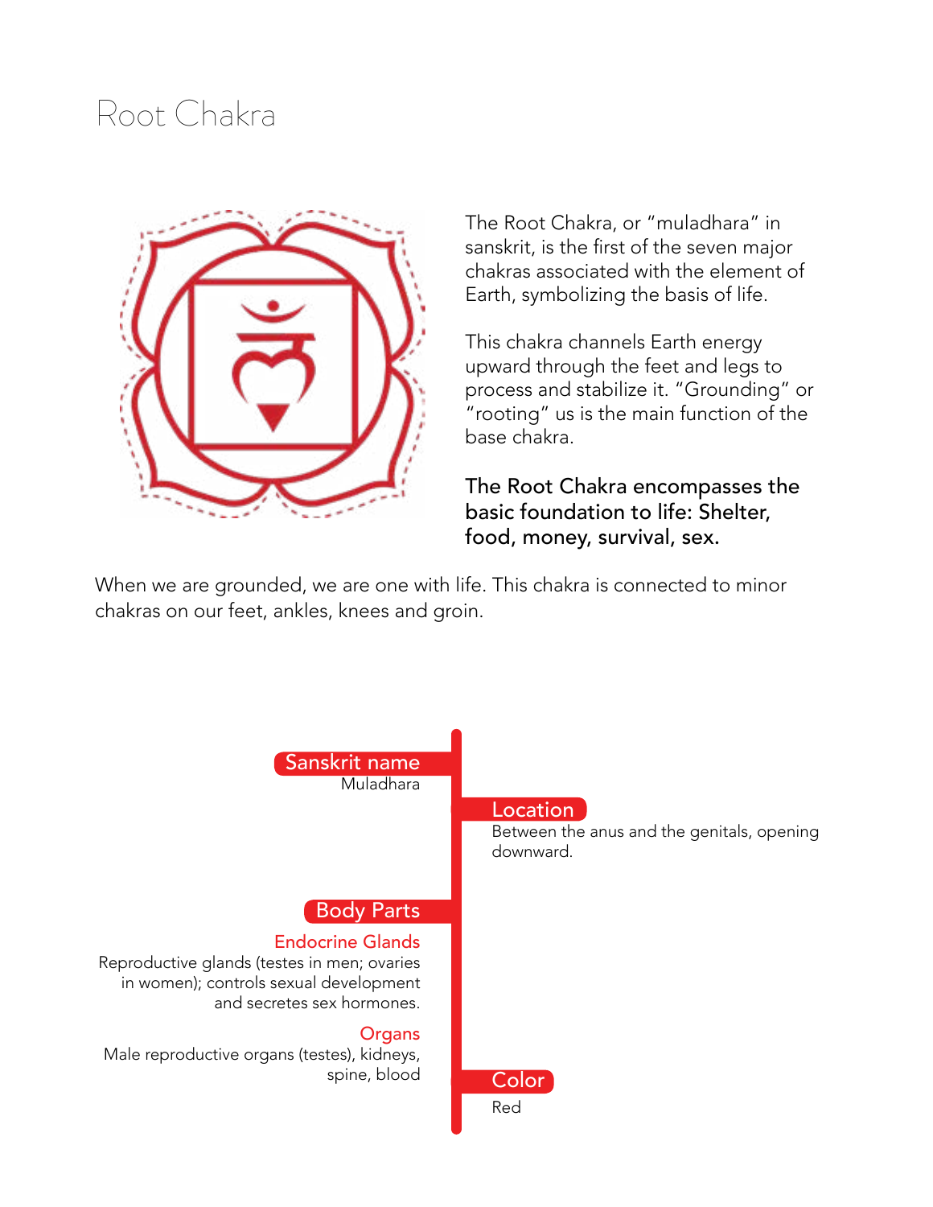# Root Chakra

The Root Chakra, or "muladhara" in sanskrit, is the first of the seven major chakras associated with the element of Earth, symbolizing the basis of life.

This chakra channels Earth energy upward through the feet and legs to process and stabilize it. "Grounding" or "rooting" us is the main function of the base chakra.

**The Root Chakra encompasses the basic foundation to life: Shelter, food, money, survival, sex.**

When we are grounded, we are one with life. This chakra is connected to minor chakras on our feet, ankles, knees and groin.

**Sanskrit name**
Muladhara

**Location**
Between the anus and the genitals, opening downward.

**Body Parts**

**Endocrine Glands**
Reproductive glands (testes in men; ovaries in women); controls sexual development and secretes sex hormones.

**Organs**
Male reproductive organs (testes), kidneys, spine, blood

**Color**
Red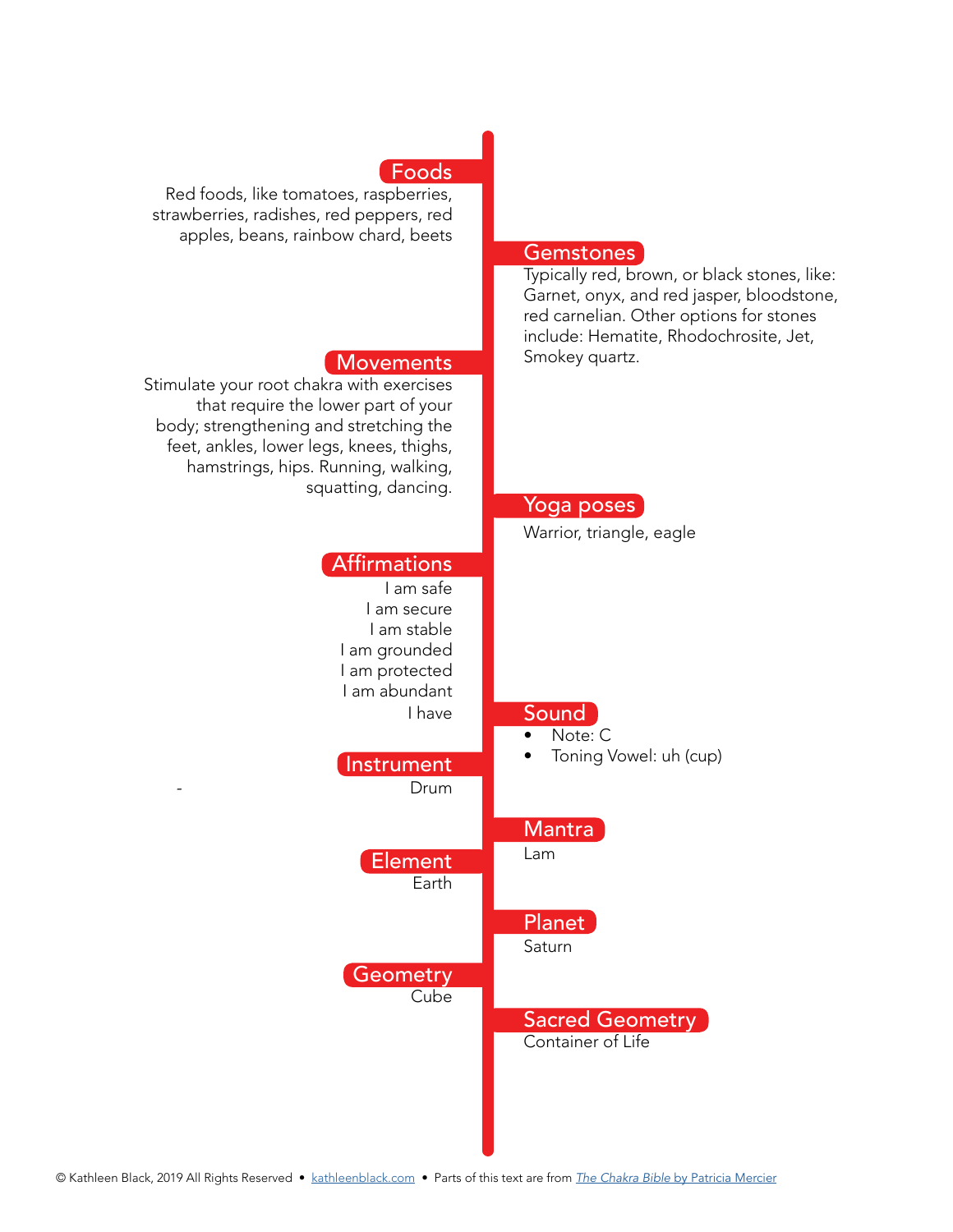## Foods

Red foods, like tomatoes, raspberries, strawberries, radishes, red peppers, red apples, beans, rainbow chard, beets

## Gemstones

Typically red, brown, or black stones, like: Garnet, onyx, and red jasper, bloodstone, red carnelian. Other options for stones include: Hematite, Rhodochrosite, Jet, Smokey quartz.

## Movements

Stimulate your root chakra with exercises that require the lower part of your body; strengthening and stretching the feet, ankles, lower legs, knees, thighs, hamstrings, hips. Running, walking, squatting, dancing.

## Yoga poses

Warrior, triangle, eagle

## Affirmations

I am safe
I am secure
I am stable
I am grounded
I am protected
I am abundant
I have

## Sound

- Note: C
- Toning Vowel: uh (cup)

## Instrument

- Drum

## Mantra

Lam

## Element

Earth

## Planet

Saturn

## Geometry

Cube

## Sacred Geometry

Container of Life

© Kathleen Black, 2019 All Rights Reserved • kathleenblack.com • Parts of this text are from *The Chakra Bible* by Patricia Mercier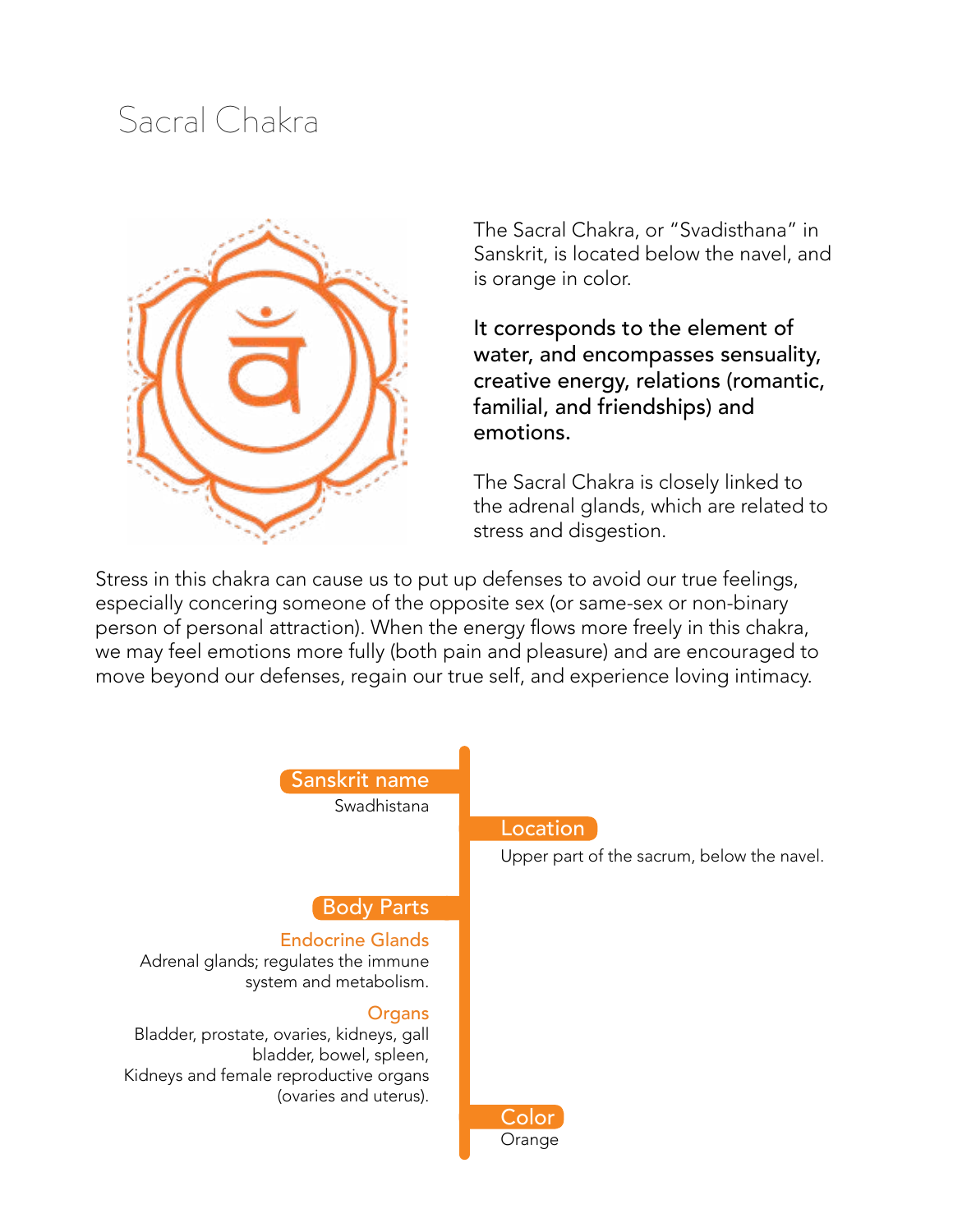# Sacral Chakra

The Sacral Chakra, or "Svadisthana" in Sanskrit, is located below the navel, and is orange in color.

**It corresponds to the element of water, and encompasses sensuality, creative energy, relations (romantic, familial, and friendships) and emotions.**

The Sacral Chakra is closely linked to the adrenal glands, which are related to stress and disgestion.

Stress in this chakra can cause us to put up defenses to avoid our true feelings, especially concering someone of the opposite sex (or same-sex or non-binary person of personal attraction). When the energy flows more freely in this chakra, we may feel emotions more fully (both pain and pleasure) and are encouraged to move beyond our defenses, regain our true self, and experience loving intimacy.

**Sanskrit name**
Swadhistana

**Location**
Upper part of the sacrum, below the navel.

**Body Parts**

*Endocrine Glands*
Adrenal glands; regulates the immune system and metabolism.

*Organs*
Bladder, prostate, ovaries, kidneys, gall bladder, bowel, spleen,
Kidneys and female reproductive organs (ovaries and uterus).

**Color**
Orange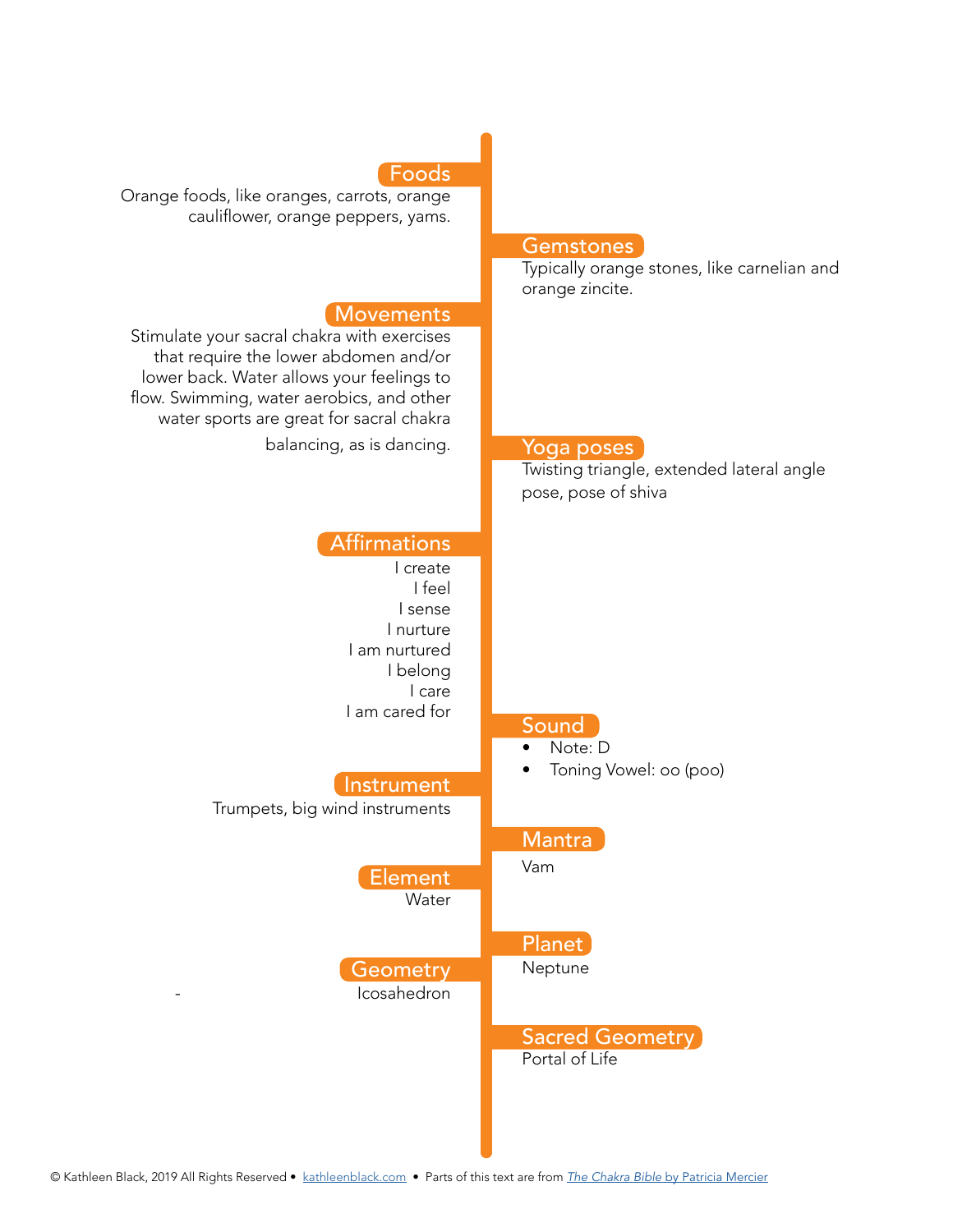## Foods

Orange foods, like oranges, carrots, orange cauliflower, orange peppers, yams.

## Gemstones

Typically orange stones, like carnelian and orange zincite.

## Movements

Stimulate your sacral chakra with exercises that require the lower abdomen and/or lower back. Water allows your feelings to flow. Swimming, water aerobics, and other water sports are great for sacral chakra balancing, as is dancing.

## Yoga poses

Twisting triangle, extended lateral angle pose, pose of shiva

## Affirmations

I create
I feel
I sense
I nurture
I am nurtured
I belong
I care
I am cared for

## Sound

- Note: D
- Toning Vowel: oo (poo)

## Instrument

Trumpets, big wind instruments

## Mantra

Vam

## Element

Water

## Planet

Neptune

## Geometry

Icosahedron

## Sacred Geometry

Portal of Life

© Kathleen Black, 2019 All Rights Reserved • kathleenblack.com • Parts of this text are from *The Chakra Bible* by Patricia Mercier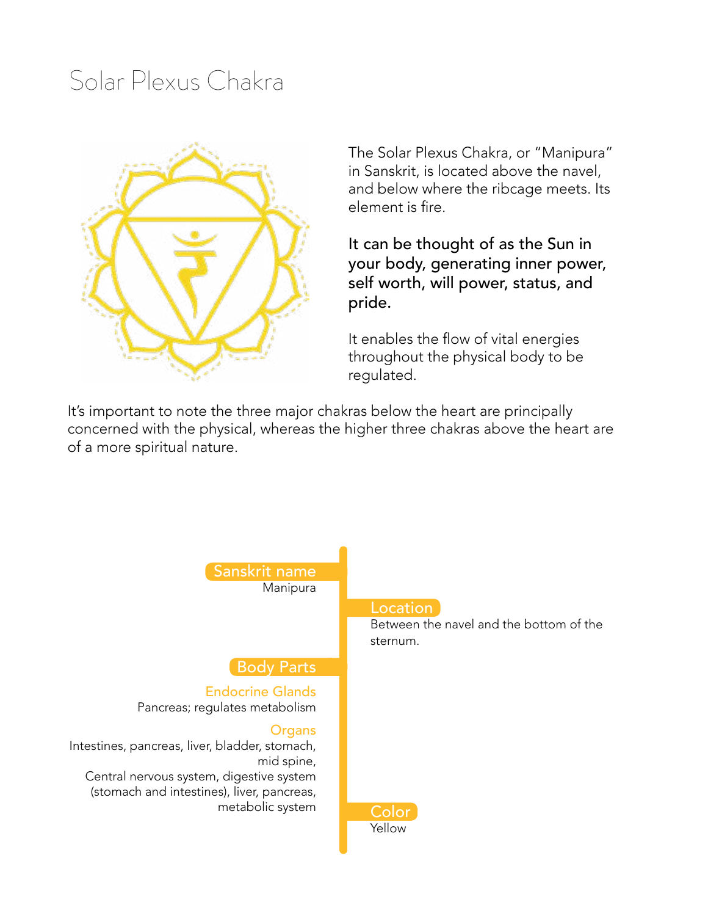# Solar Plexus Chakra

The Solar Plexus Chakra, or "Manipura" in Sanskrit, is located above the navel, and below where the ribcage meets. Its element is fire.

**It can be thought of as the Sun in your body, generating inner power, self worth, will power, status, and pride.**

It enables the flow of vital energies throughout the physical body to be regulated.

It's important to note the three major chakras below the heart are principally concerned with the physical, whereas the higher three chakras above the heart are of a more spiritual nature.

**Sanskrit name**
Manipura

**Location**
Between the navel and the bottom of the sternum.

**Body Parts**

*Endocrine Glands*
Pancreas; regulates metabolism

*Organs*
Intestines, pancreas, liver, bladder, stomach, mid spine,
Central nervous system, digestive system (stomach and intestines), liver, pancreas, metabolic system

**Color**
Yellow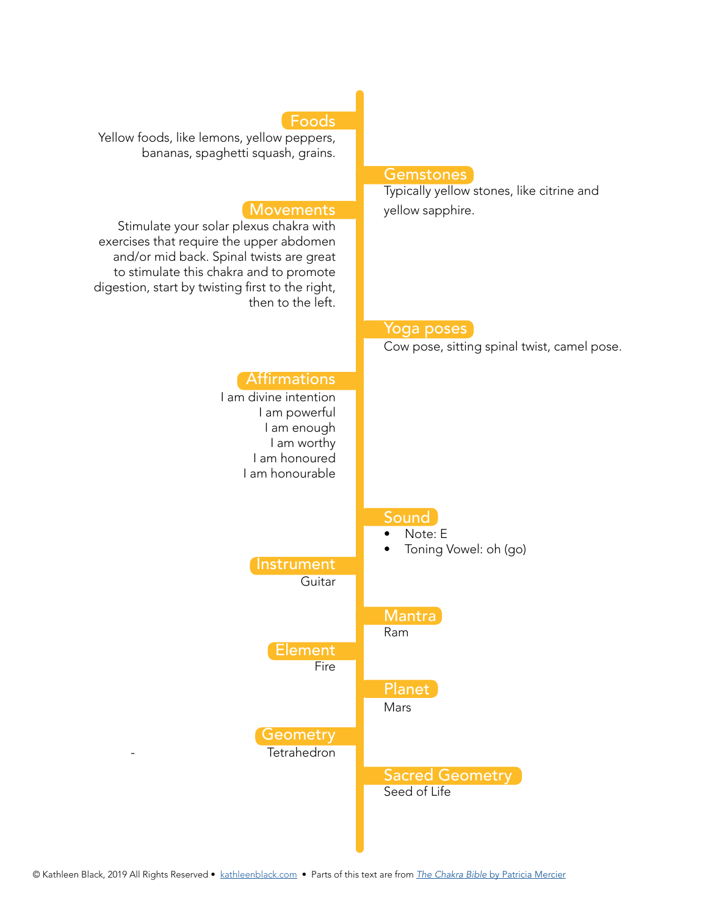## Foods

Yellow foods, like lemons, yellow peppers, bananas, spaghetti squash, grains.

## Gemstones

Typically yellow stones, like citrine and yellow sapphire.

## Movements

Stimulate your solar plexus chakra with exercises that require the upper abdomen and/or mid back. Spinal twists are great to stimulate this chakra and to promote digestion, start by twisting first to the right, then to the left.

## Yoga poses

Cow pose, sitting spinal twist, camel pose.

## Affirmations

I am divine intention
I am powerful
I am enough
I am worthy
I am honoured
I am honourable

## Sound

- Note: E
- Toning Vowel: oh (go)

## Instrument

Guitar

## Mantra

Ram

## Element

Fire

## Planet

Mars

## Geometry

Tetrahedron

## Sacred Geometry

Seed of Life

© Kathleen Black, 2019 All Rights Reserved • kathleenblack.com • Parts of this text are from *The Chakra Bible* by Patricia Mercier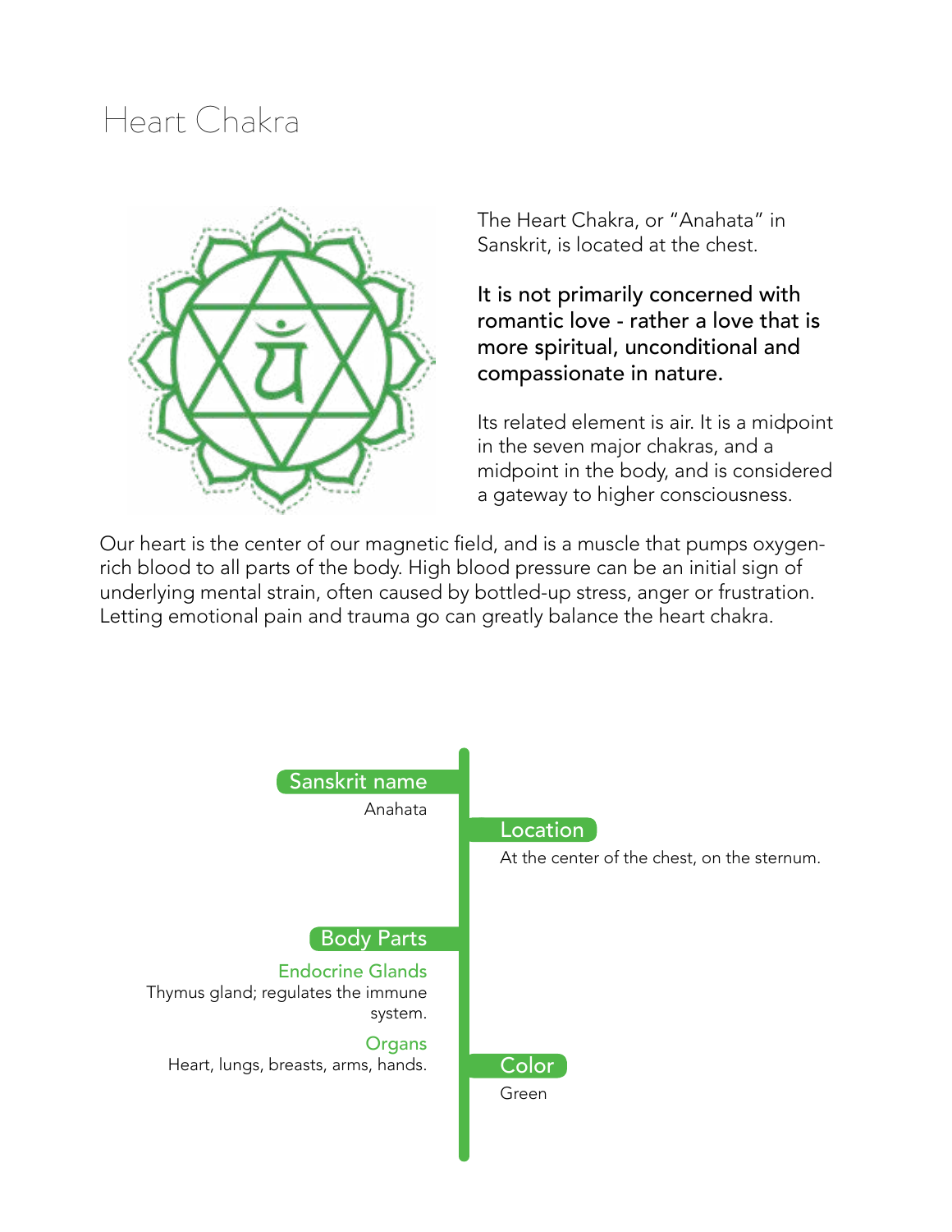# Heart Chakra

The Heart Chakra, or "Anahata" in Sanskrit, is located at the chest.

**It is not primarily concerned with romantic love - rather a love that is more spiritual, unconditional and compassionate in nature.**

Its related element is air. It is a midpoint in the seven major chakras, and a midpoint in the body, and is considered a gateway to higher consciousness.

Our heart is the center of our magnetic field, and is a muscle that pumps oxygen-rich blood to all parts of the body. High blood pressure can be an initial sign of underlying mental strain, often caused by bottled-up stress, anger or frustration. Letting emotional pain and trauma go can greatly balance the heart chakra.

### Sanskrit name

Anahata

### Location

At the center of the chest, on the sternum.

### Body Parts

**Endocrine Glands**

Thymus gland; regulates the immune system.

**Organs**

Heart, lungs, breasts, arms, hands.

### Color

Green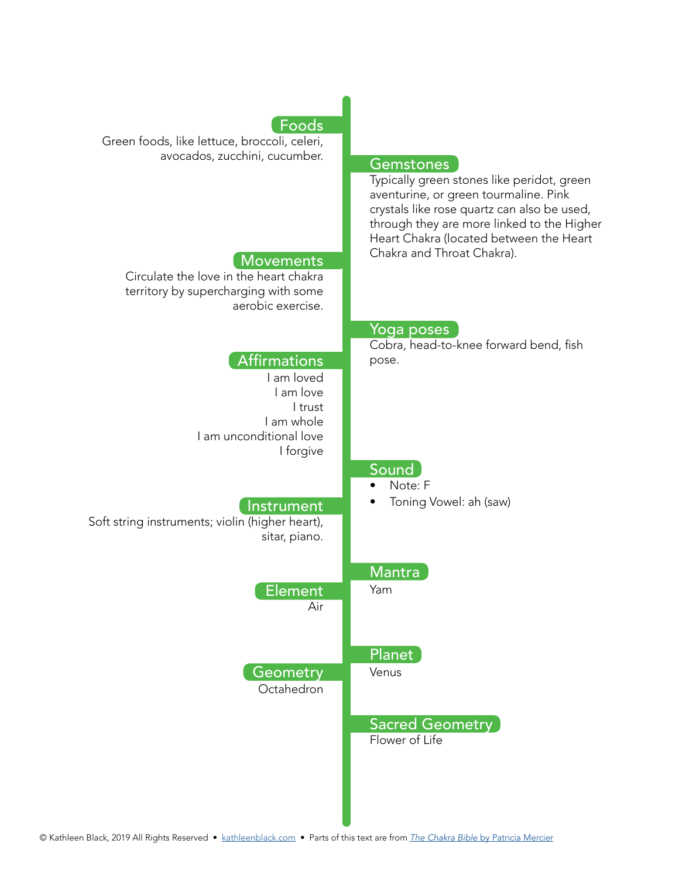## Foods

Green foods, like lettuce, broccoli, celeri, avocados, zucchini, cucumber.

## Gemstones

Typically green stones like peridot, green aventurine, or green tourmaline. Pink crystals like rose quartz can also be used, through they are more linked to the Higher Heart Chakra (located between the Heart Chakra and Throat Chakra).

## Movements

Circulate the love in the heart chakra territory by supercharging with some aerobic exercise.

## Yoga poses

Cobra, head-to-knee forward bend, fish pose.

## Affirmations

I am loved
I am love
I trust
I am whole
I am unconditional love
I forgive

## Sound

- Note: F
- Toning Vowel: ah (saw)

## Instrument

Soft string instruments; violin (higher heart), sitar, piano.

## Mantra

Yam

## Element

Air

## Planet

Venus

## Geometry

Octahedron

## Sacred Geometry

Flower of Life

© Kathleen Black, 2019 All Rights Reserved • kathleenblack.com • Parts of this text are from *The Chakra Bible* by Patricia Mercier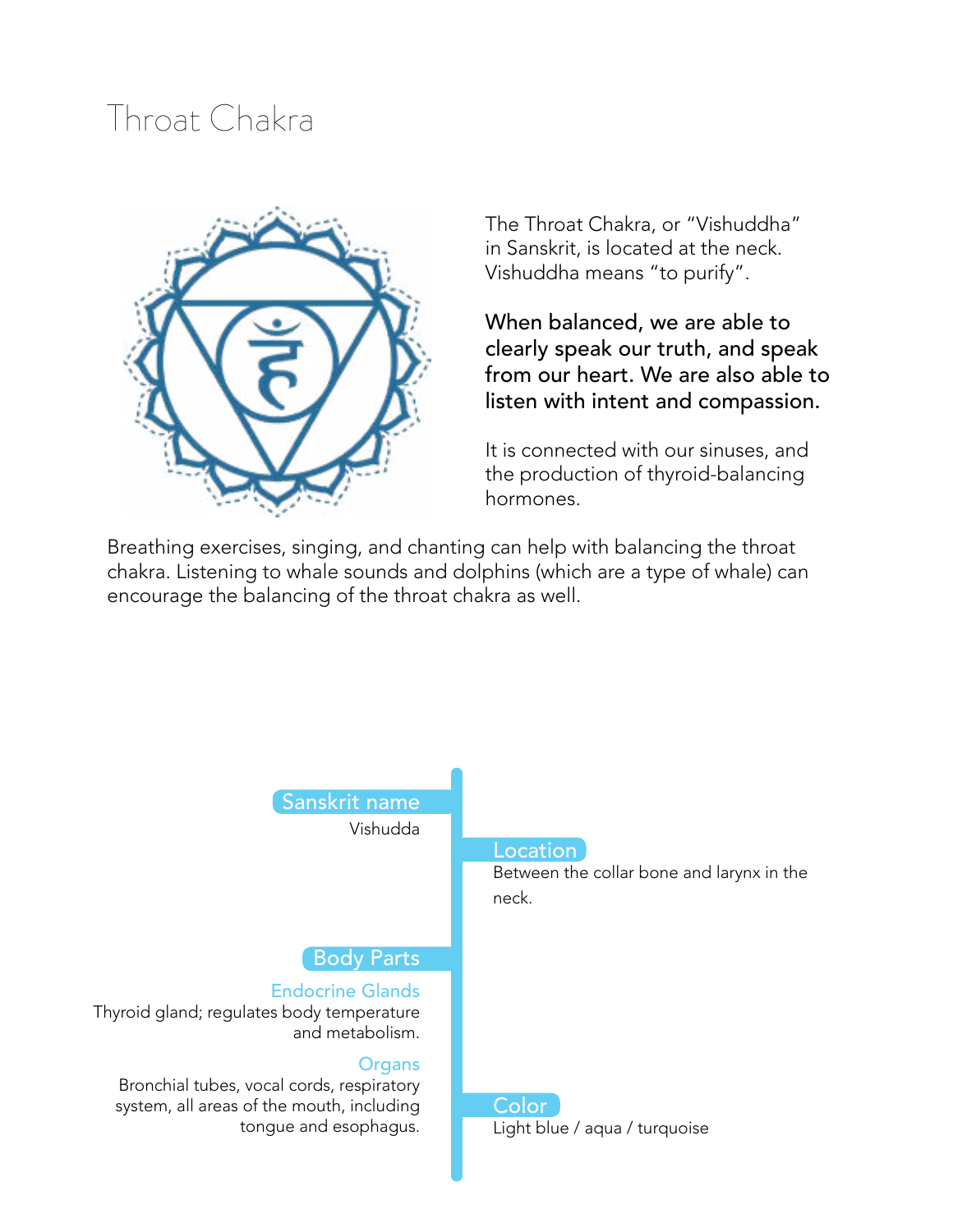# Throat Chakra

The Throat Chakra, or "Vishuddha" in Sanskrit, is located at the neck. Vishuddha means "to purify".

**When balanced, we are able to clearly speak our truth, and speak from our heart. We are also able to listen with intent and compassion.**

It is connected with our sinuses, and the production of thyroid-balancing hormones.

Breathing exercises, singing, and chanting can help with balancing the throat chakra. Listening to whale sounds and dolphins (which are a type of whale) can encourage the balancing of the throat chakra as well.

## Sanskrit name

Vishudda

## Location

Between the collar bone and larynx in the neck.

## Body Parts

### Endocrine Glands

Thyroid gland; regulates body temperature and metabolism.

### Organs

Bronchial tubes, vocal cords, respiratory system, all areas of the mouth, including tongue and esophagus.

## Color

Light blue / aqua / turquoise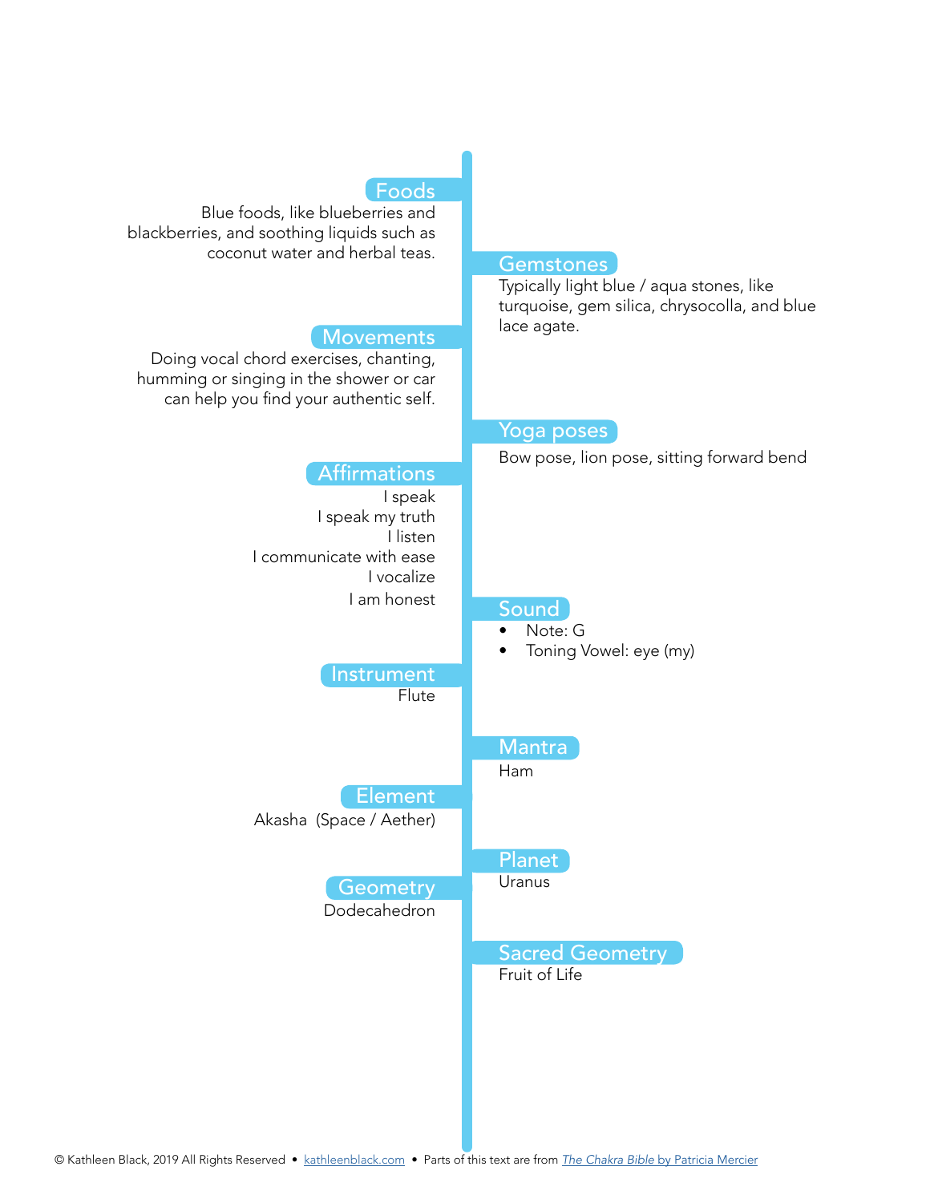## Foods

Blue foods, like blueberries and blackberries, and soothing liquids such as coconut water and herbal teas.

## Gemstones

Typically light blue / aqua stones, like turquoise, gem silica, chrysocolla, and blue lace agate.

## Movements

Doing vocal chord exercises, chanting, humming or singing in the shower or car can help you find your authentic self.

## Yoga poses

Bow pose, lion pose, sitting forward bend

## Affirmations

I speak  
I speak my truth  
I listen  
I communicate with ease  
I vocalize  
I am honest

## Sound

- Note: G
- Toning Vowel: eye (my)

## Instrument

Flute

## Mantra

Ham

## Element

Akasha (Space / Aether)

## Planet

Uranus

## Geometry

Dodecahedron

## Sacred Geometry

Fruit of Life

© Kathleen Black, 2019 All Rights Reserved • kathleenblack.com • Parts of this text are from *The Chakra Bible* by Patricia Mercier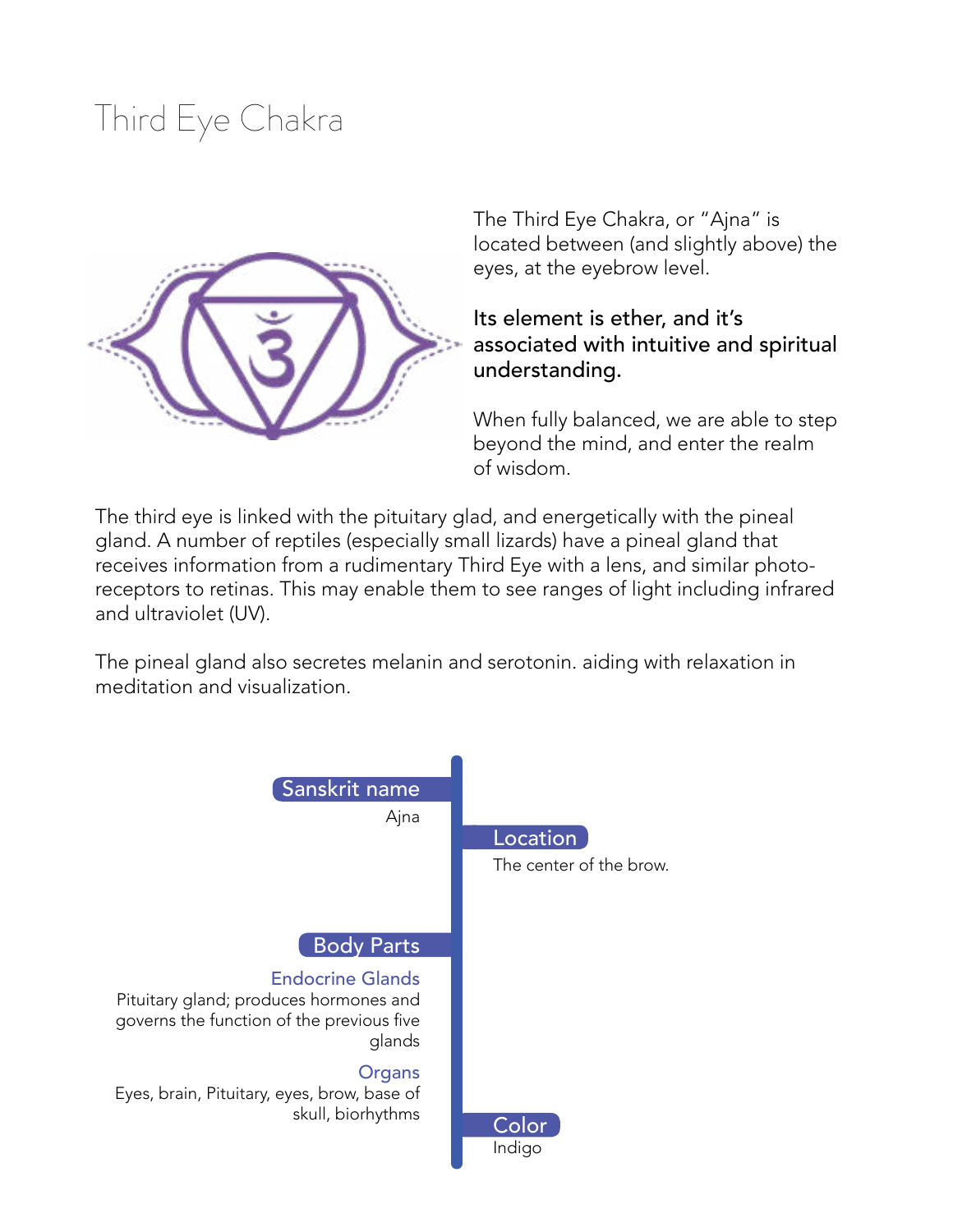# Third Eye Chakra

The Third Eye Chakra, or "Ajna" is located between (and slightly above) the eyes, at the eyebrow level.

**Its element is ether, and it's associated with intuitive and spiritual understanding.**

When fully balanced, we are able to step beyond the mind, and enter the realm of wisdom.

The third eye is linked with the pituitary glad, and energetically with the pineal gland. A number of reptiles (especially small lizards) have a pineal gland that receives information from a rudimentary Third Eye with a lens, and similar photo-receptors to retinas. This may enable them to see ranges of light including infrared and ultraviolet (UV).

The pineal gland also secretes melanin and serotonin. aiding with relaxation in meditation and visualization.

**Sanskrit name**

Ajna

**Location**

The center of the brow.

**Body Parts**

**Endocrine Glands**

Pituitary gland; produces hormones and governs the function of the previous five glands

**Organs**

Eyes, brain, Pituitary, eyes, brow, base of skull, biorhythms

**Color**

Indigo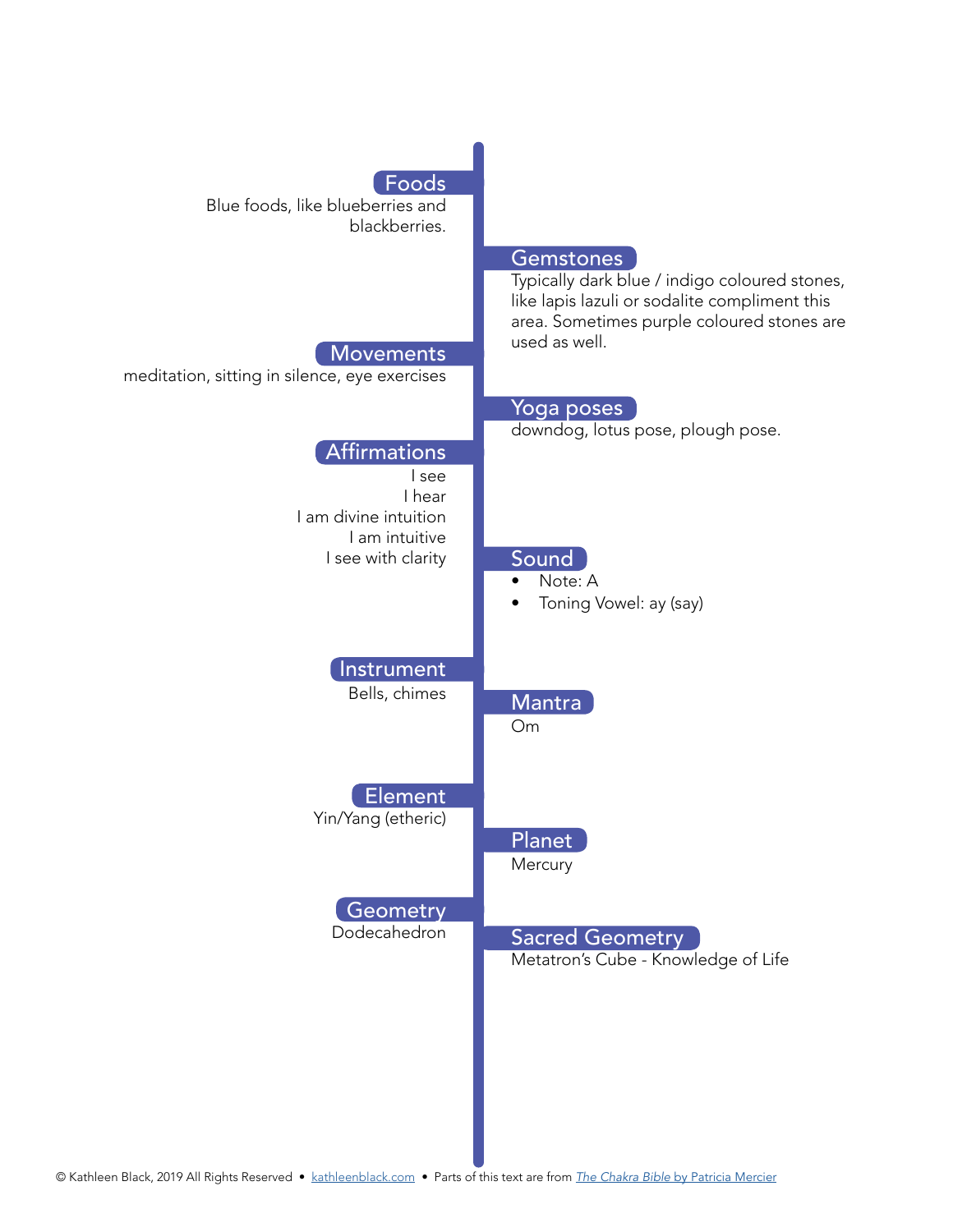## Foods

Blue foods, like blueberries and blackberries.

## Gemstones

Typically dark blue / indigo coloured stones, like lapis lazuli or sodalite compliment this area. Sometimes purple coloured stones are used as well.

## Movements

meditation, sitting in silence, eye exercises

## Yoga poses

downdog, lotus pose, plough pose.

## Affirmations

I see
I hear
I am divine intuition
I am intuitive
I see with clarity

## Sound

- Note: A
- Toning Vowel: ay (say)

## Instrument

Bells, chimes

## Mantra

Om

## Element

Yin/Yang (etheric)

## Planet

Mercury

## Geometry

Dodecahedron

## Sacred Geometry

Metatron's Cube - Knowledge of Life

© Kathleen Black, 2019 All Rights Reserved • kathleenblack.com • Parts of this text are from *The Chakra Bible* by Patricia Mercier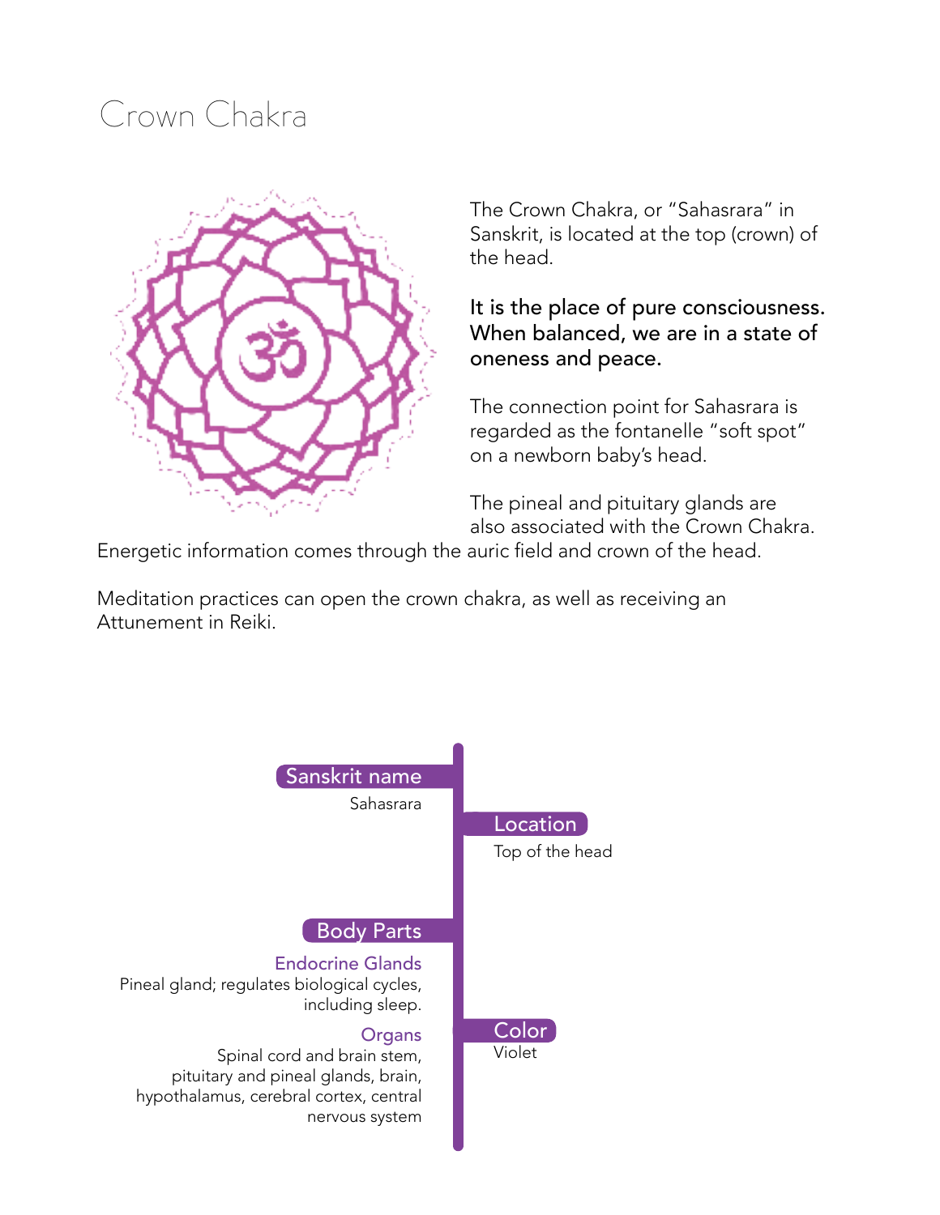# Crown Chakra

The Crown Chakra, or "Sahasrara" in Sanskrit, is located at the top (crown) of the head.

**It is the place of pure consciousness. When balanced, we are in a state of oneness and peace.**

The connection point for Sahasrara is regarded as the fontanelle "soft spot" on a newborn baby's head.

The pineal and pituitary glands are also associated with the Crown Chakra. Energetic information comes through the auric field and crown of the head.

Meditation practices can open the crown chakra, as well as receiving an Attunement in Reiki.

**Sanskrit name**
Sahasrara

**Location**
Top of the head

**Body Parts**

*Endocrine Glands*
Pineal gland; regulates biological cycles, including sleep.

*Organs*
Spinal cord and brain stem, pituitary and pineal glands, brain, hypothalamus, cerebral cortex, central nervous system

**Color**
Violet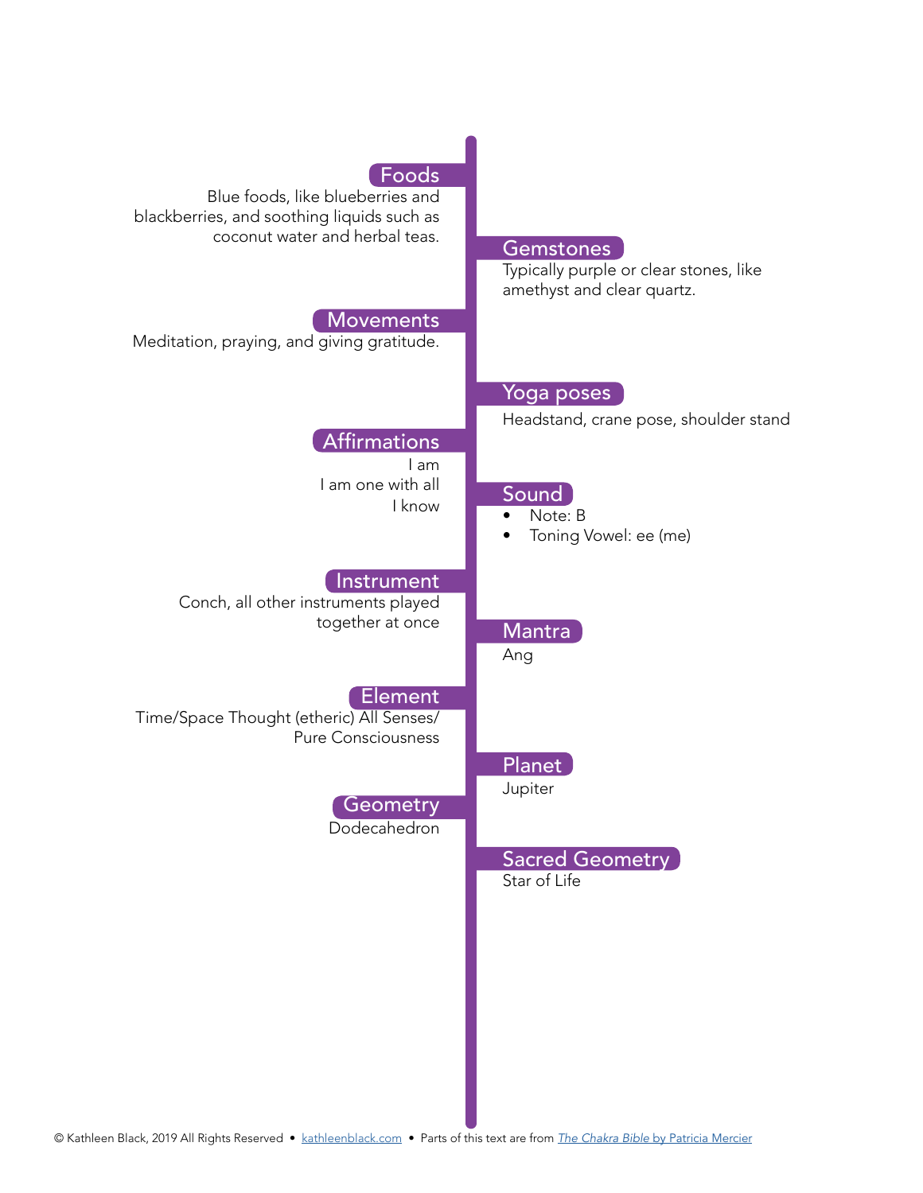## Foods

Blue foods, like blueberries and blackberries, and soothing liquids such as coconut water and herbal teas.

## Gemstones

Typically purple or clear stones, like amethyst and clear quartz.

## Movements

Meditation, praying, and giving gratitude.

## Yoga poses

Headstand, crane pose, shoulder stand

## Affirmations

I am
I am one with all
I know

## Sound

- Note: B
- Toning Vowel: ee (me)

## Instrument

Conch, all other instruments played together at once

## Mantra

Ang

## Element

Time/Space Thought (etheric) All Senses/ Pure Consciousness

## Planet

Jupiter

## Geometry

Dodecahedron

## Sacred Geometry

Star of Life

© Kathleen Black, 2019 All Rights Reserved • kathleenblack.com • Parts of this text are from *The Chakra Bible* by Patricia Mercier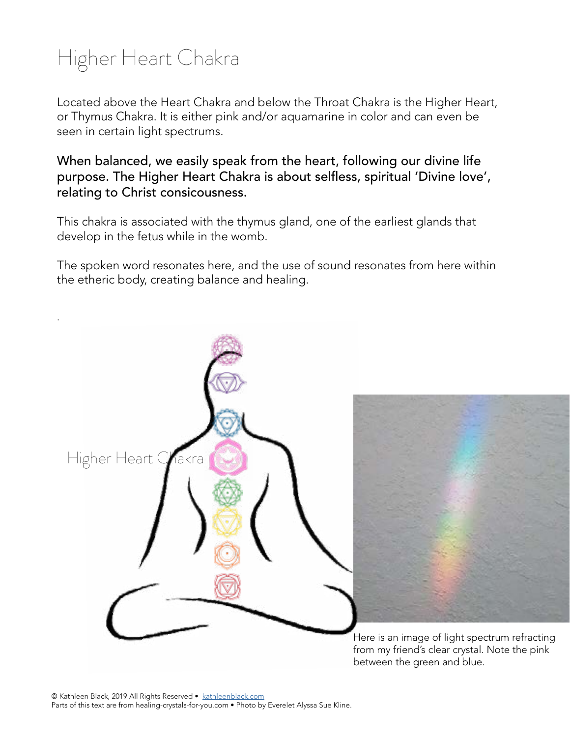# Higher Heart Chakra

Located above the Heart Chakra and below the Throat Chakra is the Higher Heart, or Thymus Chakra. It is either pink and/or aquamarine in color and can even be seen in certain light spectrums.

**When balanced, we easily speak from the heart, following our divine life purpose. The Higher Heart Chakra is about selfless, spiritual 'Divine love', relating to Christ consicousness.**

This chakra is associated with the thymus gland, one of the earliest glands that develop in the fetus while in the womb.

The spoken word resonates here, and the use of sound resonates from here within the etheric body, creating balance and healing.

Higher Heart Chakra

Here is an image of light spectrum refracting from my friend's clear crystal. Note the pink between the green and blue.

© Kathleen Black, 2019 All Rights Reserved • kathleenblack.com
Parts of this text are from healing-crystals-for-you.com • Photo by Everelet Alyssa Sue Kline.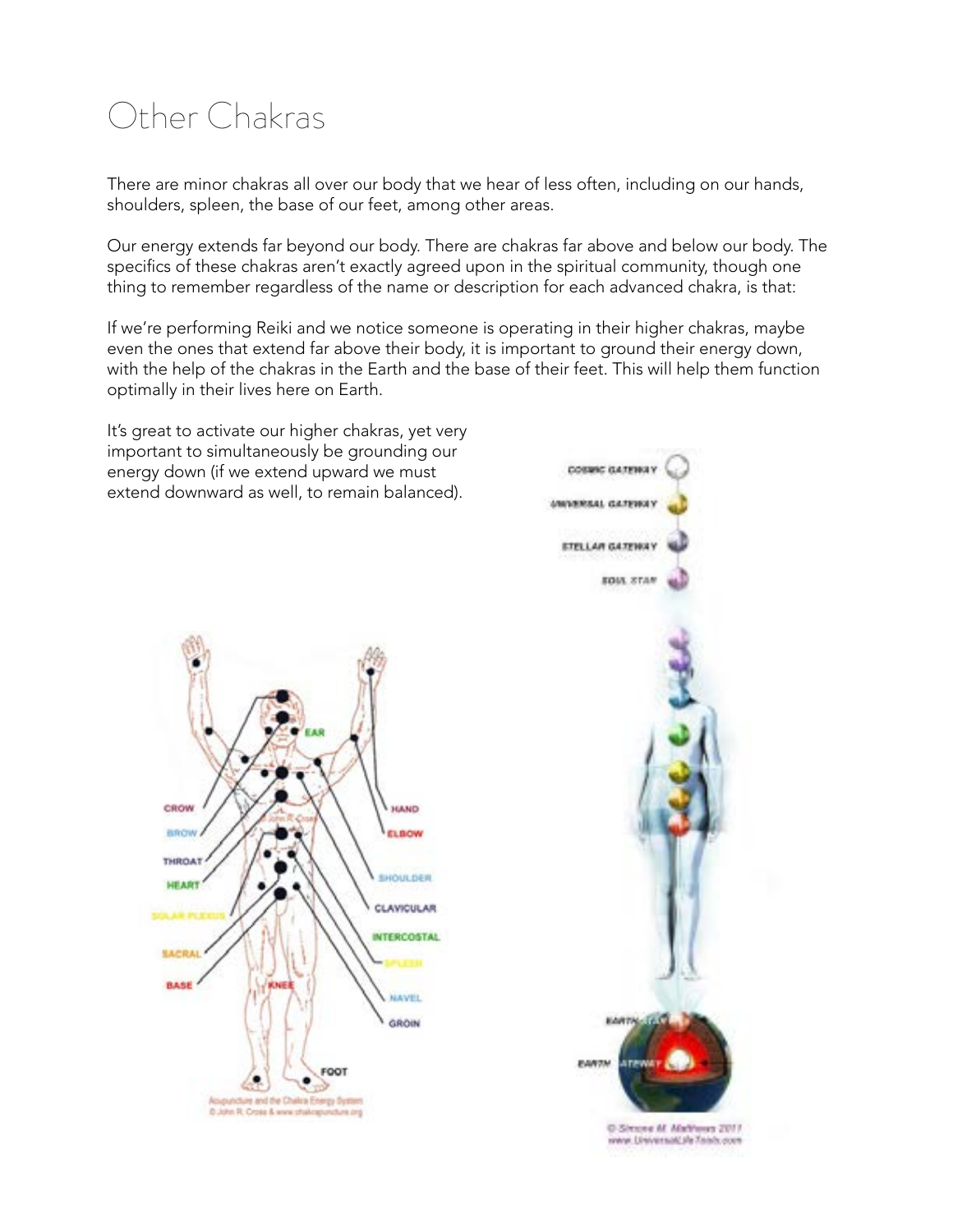# Other Chakras

There are minor chakras all over our body that we hear of less often, including on our hands, shoulders, spleen, the base of our feet, among other areas.

Our energy extends far beyond our body. There are chakras far above and below our body. The specifics of these chakras aren't exactly agreed upon in the spiritual community, though one thing to remember regardless of the name or description for each advanced chakra, is that:

If we're performing Reiki and we notice someone is operating in their higher chakras, maybe even the ones that extend far above their body, it is important to ground their energy down, with the help of the chakras in the Earth and the base of their feet. This will help them function optimally in their lives here on Earth.

It's great to activate our higher chakras, yet very important to simultaneously be grounding our energy down (if we extend upward we must extend downward as well, to remain balanced).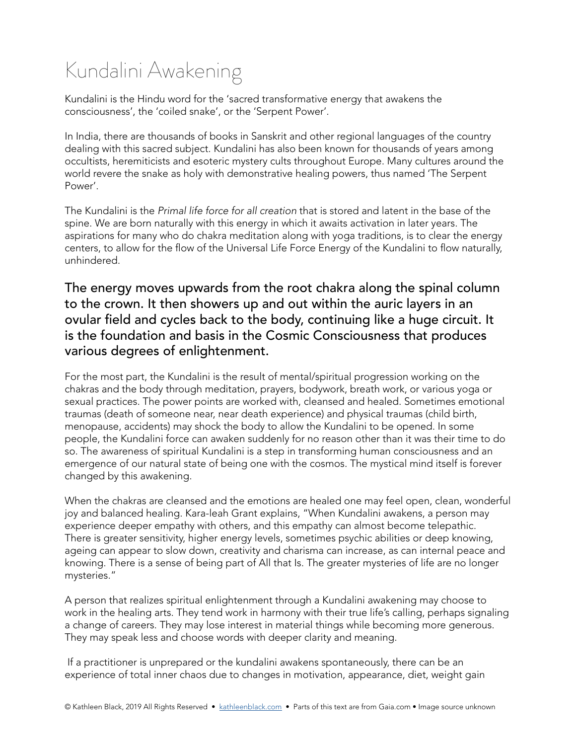# Kundalini Awakening

Kundalini is the Hindu word for the 'sacred transformative energy that awakens the consciousness', the 'coiled snake', or the 'Serpent Power'.

In India, there are thousands of books in Sanskrit and other regional languages of the country dealing with this sacred subject. Kundalini has also been known for thousands of years among occultists, heremiticists and esoteric mystery cults throughout Europe. Many cultures around the world revere the snake as holy with demonstrative healing powers, thus named 'The Serpent Power'.

The Kundalini is the *Primal life force for all creation* that is stored and latent in the base of the spine. We are born naturally with this energy in which it awaits activation in later years. The aspirations for many who do chakra meditation along with yoga traditions, is to clear the energy centers, to allow for the flow of the Universal Life Force Energy of the Kundalini to flow naturally, unhindered.

### The energy moves upwards from the root chakra along the spinal column to the crown. It then showers up and out within the auric layers in an ovular field and cycles back to the body, continuing like a huge circuit. It is the foundation and basis in the Cosmic Consciousness that produces various degrees of enlightenment.

For the most part, the Kundalini is the result of mental/spiritual progression working on the chakras and the body through meditation, prayers, bodywork, breath work, or various yoga or sexual practices. The power points are worked with, cleansed and healed. Sometimes emotional traumas (death of someone near, near death experience) and physical traumas (child birth, menopause, accidents) may shock the body to allow the Kundalini to be opened. In some people, the Kundalini force can awaken suddenly for no reason other than it was their time to do so. The awareness of spiritual Kundalini is a step in transforming human consciousness and an emergence of our natural state of being one with the cosmos. The mystical mind itself is forever changed by this awakening.

When the chakras are cleansed and the emotions are healed one may feel open, clean, wonderful joy and balanced healing. Kara-leah Grant explains, "When Kundalini awakens, a person may experience deeper empathy with others, and this empathy can almost become telepathic. There is greater sensitivity, higher energy levels, sometimes psychic abilities or deep knowing, ageing can appear to slow down, creativity and charisma can increase, as can internal peace and knowing. There is a sense of being part of All that Is. The greater mysteries of life are no longer mysteries."

A person that realizes spiritual enlightenment through a Kundalini awakening may choose to work in the healing arts. They tend work in harmony with their true life's calling, perhaps signaling a change of careers. They may lose interest in material things while becoming more generous. They may speak less and choose words with deeper clarity and meaning.

If a practitioner is unprepared or the kundalini awakens spontaneously, there can be an experience of total inner chaos due to changes in motivation, appearance, diet, weight gain

© Kathleen Black, 2019 All Rights Reserved • kathleenblack.com • Parts of this text are from Gaia.com • Image source unknown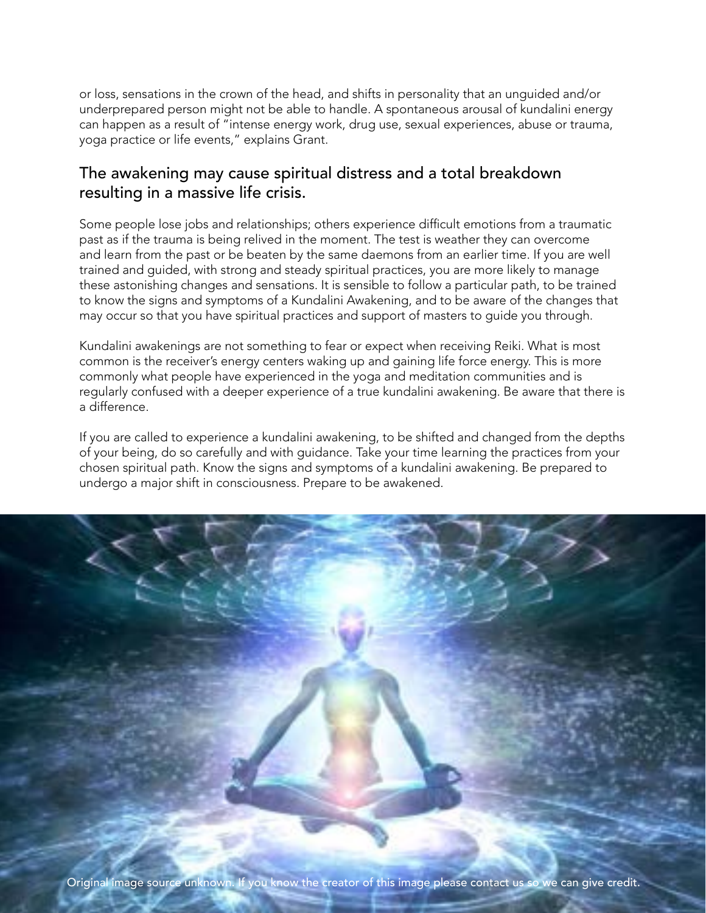or loss, sensations in the crown of the head, and shifts in personality that an unguided and/or underprepared person might not be able to handle. A spontaneous arousal of kundalini energy can happen as a result of "intense energy work, drug use, sexual experiences, abuse or trauma, yoga practice or life events," explains Grant.

## The awakening may cause spiritual distress and a total breakdown resulting in a massive life crisis.

Some people lose jobs and relationships; others experience difficult emotions from a traumatic past as if the trauma is being relived in the moment. The test is weather they can overcome and learn from the past or be beaten by the same daemons from an earlier time. If you are well trained and guided, with strong and steady spiritual practices, you are more likely to manage these astonishing changes and sensations. It is sensible to follow a particular path, to be trained to know the signs and symptoms of a Kundalini Awakening, and to be aware of the changes that may occur so that you have spiritual practices and support of masters to guide you through.

Kundalini awakenings are not something to fear or expect when receiving Reiki. What is most common is the receiver's energy centers waking up and gaining life force energy. This is more commonly what people have experienced in the yoga and meditation communities and is regularly confused with a deeper experience of a true kundalini awakening. Be aware that there is a difference.

If you are called to experience a kundalini awakening, to be shifted and changed from the depths of your being, do so carefully and with guidance. Take your time learning the practices from your chosen spiritual path. Know the signs and symptoms of a kundalini awakening. Be prepared to undergo a major shift in consciousness. Prepare to be awakened.

Original image source unknown. If you know the creator of this image please contact us so we can give credit.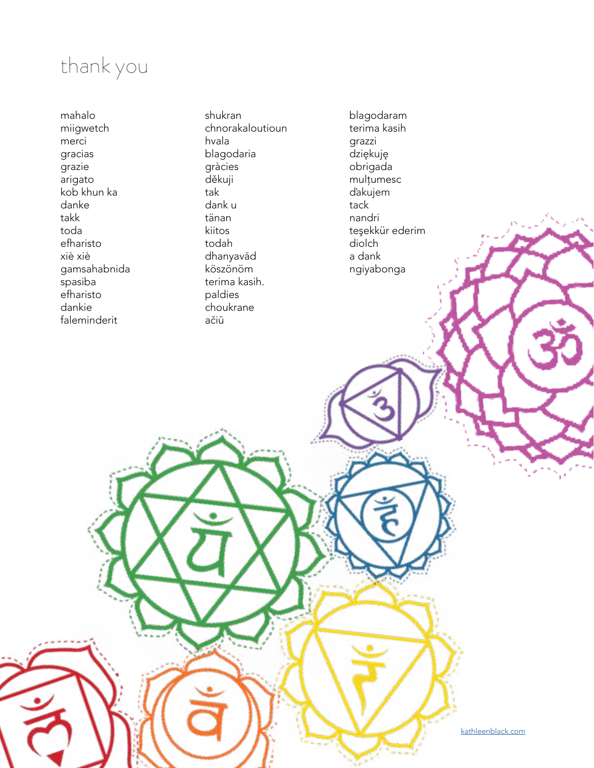# thank you

mahalo
miigwetch
merci
gracias
grazie
arigato
kob khun ka
danke
takk
toda
efharisto
xiè xiè
gamsahabnida
spasiba
efharisto
dankie
faleminderit

shukran
chnorakaloutioun
hvala
blagodaria
gràcies
děkuji
tak
dank u
tänan
kiitos
todah
dhanyavād
köszönöm
terima kasih.
paldies
choukrane
ačiū

blagodaram
terima kasih
grazzi
dziękuję
obrigada
mulțumesc
ďakujem
tack
nandri
teşekkür ederim
diolch
a dank
ngiyabonga

kathleenblack.com